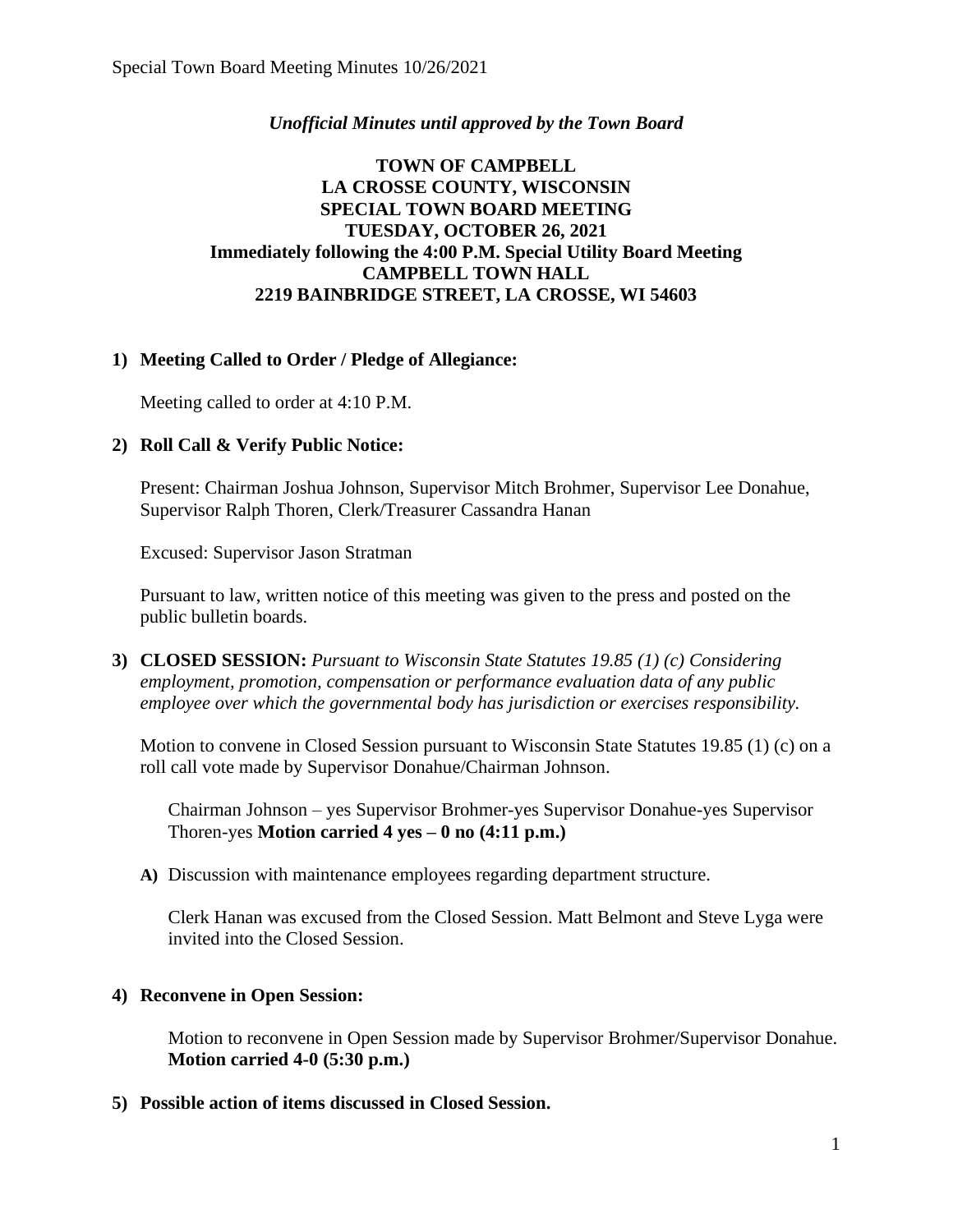*Unofficial Minutes until approved by the Town Board*

**TOWN OF CAMPBELL**
**LA CROSSE COUNTY, WISCONSIN**
**SPECIAL TOWN BOARD MEETING**
**TUESDAY, OCTOBER 26, 2021**
**Immediately following the 4:00 P.M. Special Utility Board Meeting**
**CAMPBELL TOWN HALL**
**2219 BAINBRIDGE STREET, LA CROSSE, WI 54603**

**1) Meeting Called to Order / Pledge of Allegiance:**

Meeting called to order at 4:10 P.M.

**2) Roll Call & Verify Public Notice:**

Present: Chairman Joshua Johnson, Supervisor Mitch Brohmer, Supervisor Lee Donahue, Supervisor Ralph Thoren, Clerk/Treasurer Cassandra Hanan

Excused: Supervisor Jason Stratman

Pursuant to law, written notice of this meeting was given to the press and posted on the public bulletin boards.

**3) CLOSED SESSION:** *Pursuant to Wisconsin State Statutes 19.85 (1) (c) Considering employment, promotion, compensation or performance evaluation data of any public employee over which the governmental body has jurisdiction or exercises responsibility.*

Motion to convene in Closed Session pursuant to Wisconsin State Statutes 19.85 (1) (c) on a roll call vote made by Supervisor Donahue/Chairman Johnson.

Chairman Johnson – yes Supervisor Brohmer-yes Supervisor Donahue-yes Supervisor Thoren-yes **Motion carried 4 yes – 0 no (4:11 p.m.)**

**A)** Discussion with maintenance employees regarding department structure.

Clerk Hanan was excused from the Closed Session. Matt Belmont and Steve Lyga were invited into the Closed Session.

**4) Reconvene in Open Session:**

Motion to reconvene in Open Session made by Supervisor Brohmer/Supervisor Donahue. **Motion carried 4-0 (5:30 p.m.)**

**5) Possible action of items discussed in Closed Session.**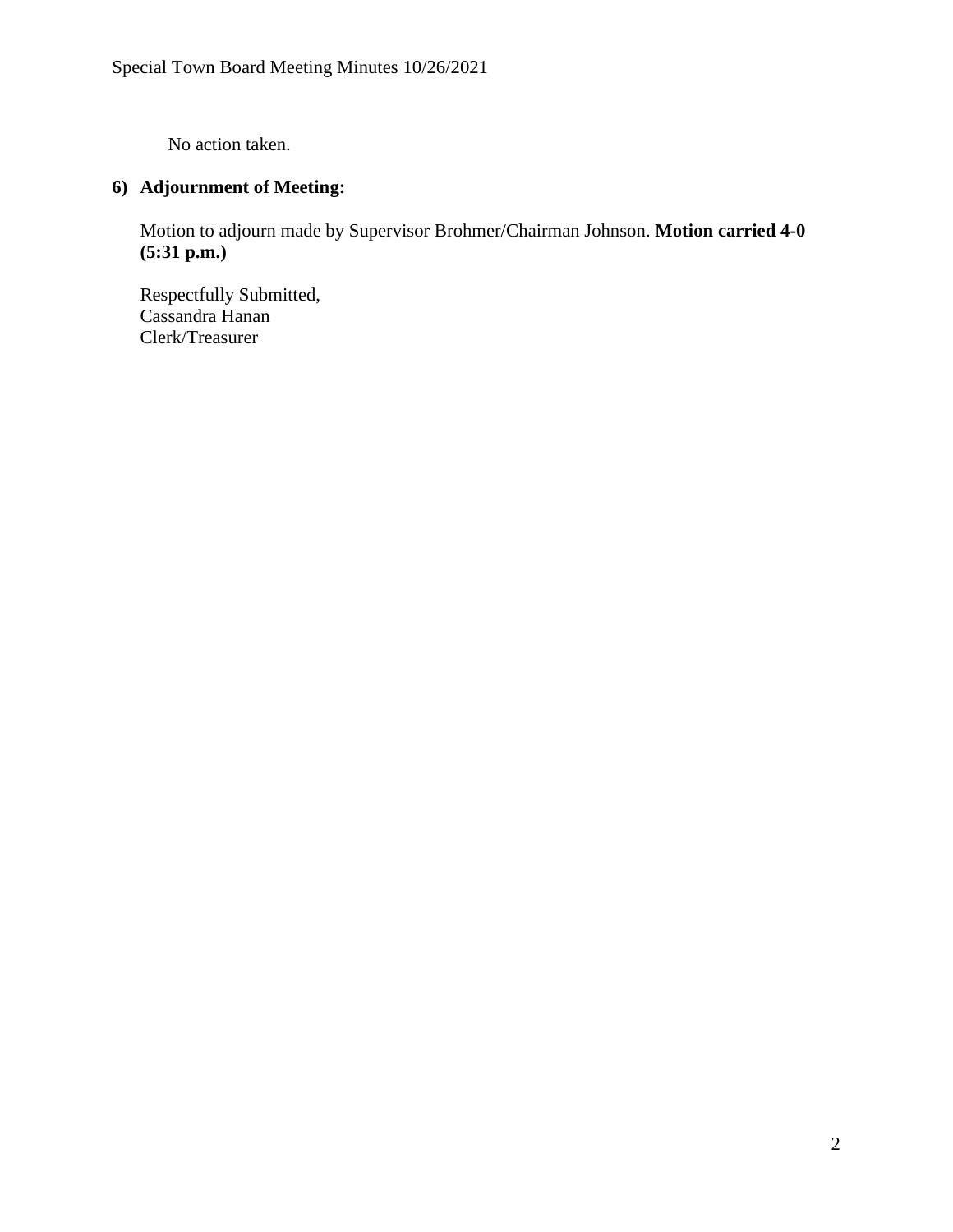No action taken.

**6) Adjournment of Meeting:**

Motion to adjourn made by Supervisor Brohmer/Chairman Johnson. **Motion carried 4-0 (5:31 p.m.)**

Respectfully Submitted,
Cassandra Hanan
Clerk/Treasurer